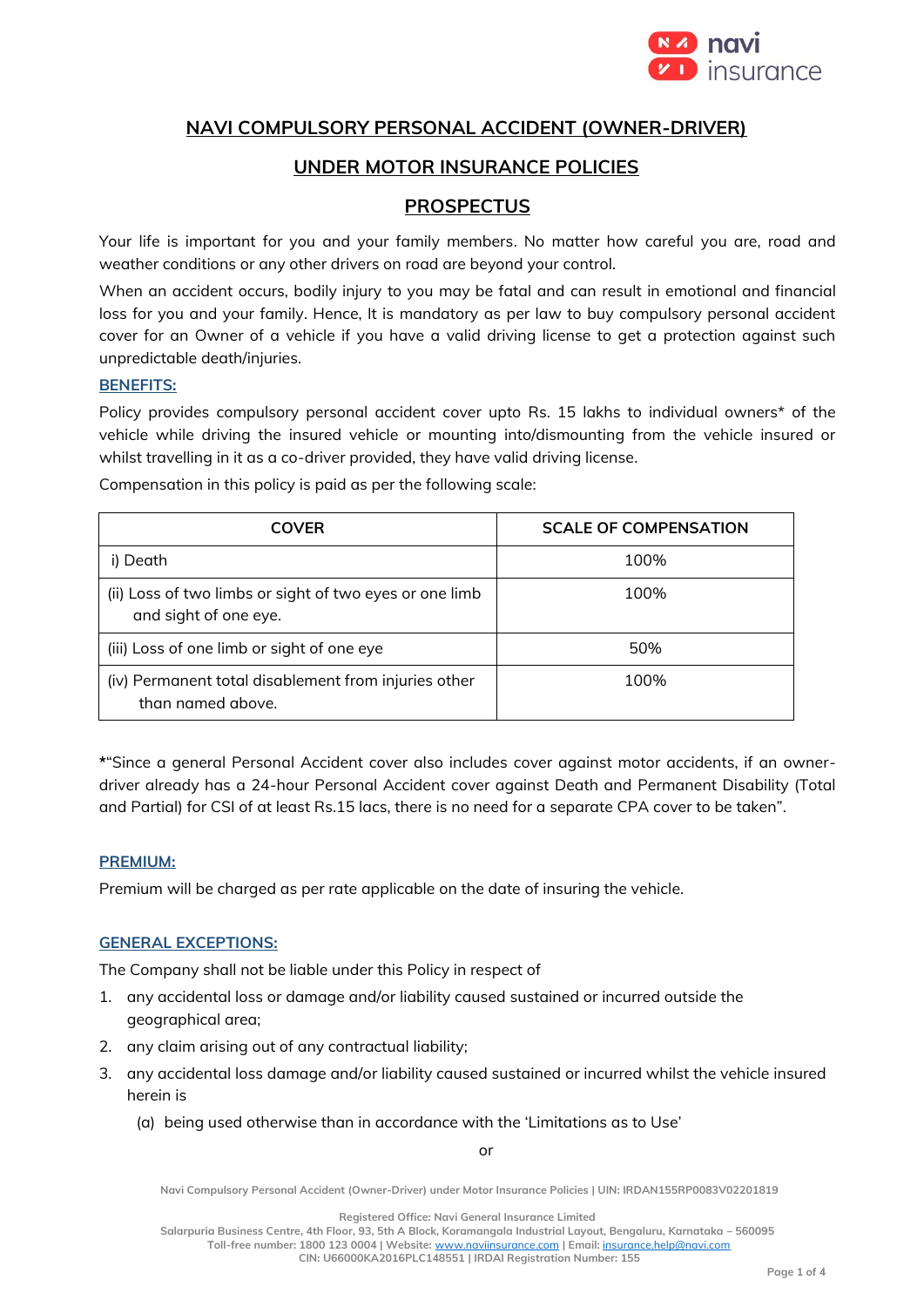# NAVI COMPULSORY PERSONAL ACCIDENT (OWNER-DRIVER)

# UNDER MOTOR INSURANCE POLICIES

# PROSPECTUS

Your life is important for you and your family members. No matter how careful you are, road and weather conditions or any other drivers on road are beyond your control.

When an accident occurs, bodily injury to you may be fatal and can result in emotional and financial loss for you and your family. Hence, It is mandatory as per law to buy compulsory personal accident cover for an Owner of a vehicle if you have a valid driving license to get a protection against such unpredictable death/injuries.

## BENEFITS:

Policy provides compulsory personal accident cover upto Rs. 15 lakhs to individual owners* of the vehicle while driving the insured vehicle or mounting into/dismounting from the vehicle insured or whilst travelling in it as a co-driver provided, they have valid driving license.

Compensation in this policy is paid as per the following scale:

| COVER | SCALE OF COMPENSATION |
|---|---|
| i) Death | 100% |
| (ii) Loss of two limbs or sight of two eyes or one limb and sight of one eye. | 100% |
| (iii) Loss of one limb or sight of one eye | 50% |
| (iv) Permanent total disablement from injuries other than named above. | 100% |

**\***"Since a general Personal Accident cover also includes cover against motor accidents, if an owner-driver already has a 24-hour Personal Accident cover against Death and Permanent Disability (Total and Partial) for CSI of at least Rs.15 lacs, there is no need for a separate CPA cover to be taken".

## PREMIUM:

Premium will be charged as per rate applicable on the date of insuring the vehicle.

## GENERAL EXCEPTIONS:

The Company shall not be liable under this Policy in respect of

1. any accidental loss or damage and/or liability caused sustained or incurred outside the geographical area;
2. any claim arising out of any contractual liability;
3. any accidental loss damage and/or liability caused sustained or incurred whilst the vehicle insured herein is
   (a) being used otherwise than in accordance with the 'Limitations as to Use'

or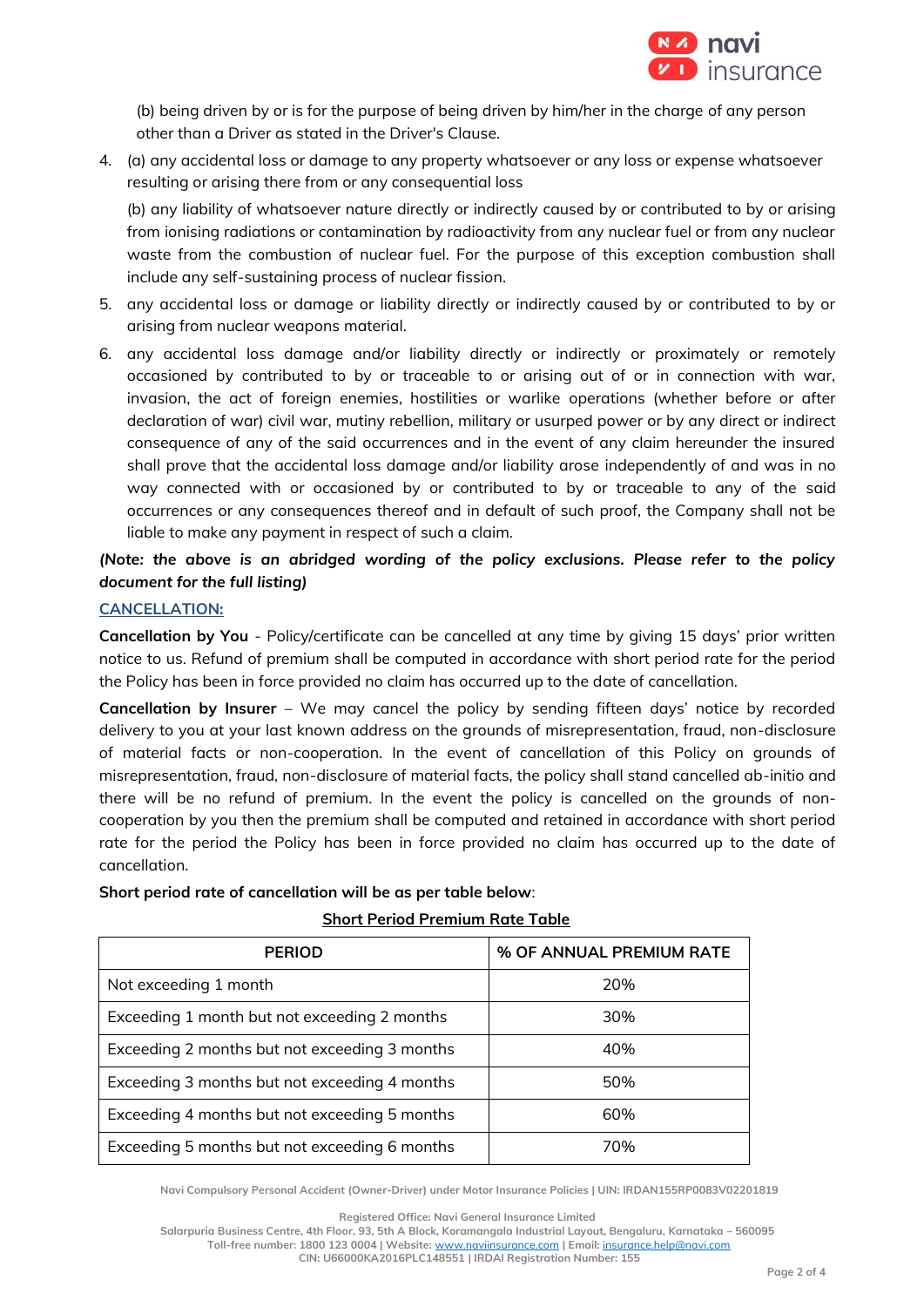(b) being driven by or is for the purpose of being driven by him/her in the charge of any person other than a Driver as stated in the Driver's Clause.

4. (a) any accidental loss or damage to any property whatsoever or any loss or expense whatsoever resulting or arising there from or any consequential loss

   (b) any liability of whatsoever nature directly or indirectly caused by or contributed to by or arising from ionising radiations or contamination by radioactivity from any nuclear fuel or from any nuclear waste from the combustion of nuclear fuel. For the purpose of this exception combustion shall include any self-sustaining process of nuclear fission.

5. any accidental loss or damage or liability directly or indirectly caused by or contributed to by or arising from nuclear weapons material.

6. any accidental loss damage and/or liability directly or indirectly or proximately or remotely occasioned by contributed to by or traceable to or arising out of or in connection with war, invasion, the act of foreign enemies, hostilities or warlike operations (whether before or after declaration of war) civil war, mutiny rebellion, military or usurped power or by any direct or indirect consequence of any of the said occurrences and in the event of any claim hereunder the insured shall prove that the accidental loss damage and/or liability arose independently of and was in no way connected with or occasioned by or contributed to by or traceable to any of the said occurrences or any consequences thereof and in default of such proof, the Company shall not be liable to make any payment in respect of such a claim.

***(Note: the above is an abridged wording of the policy exclusions. Please refer to the policy document for the full listing)***

## CANCELLATION:

**Cancellation by You** - Policy/certificate can be cancelled at any time by giving 15 days' prior written notice to us. Refund of premium shall be computed in accordance with short period rate for the period the Policy has been in force provided no claim has occurred up to the date of cancellation.

**Cancellation by Insurer** – We may cancel the policy by sending fifteen days' notice by recorded delivery to you at your last known address on the grounds of misrepresentation, fraud, non-disclosure of material facts or non-cooperation. In the event of cancellation of this Policy on grounds of misrepresentation, fraud, non-disclosure of material facts, the policy shall stand cancelled ab-initio and there will be no refund of premium. In the event the policy is cancelled on the grounds of non-cooperation by you then the premium shall be computed and retained in accordance with short period rate for the period the Policy has been in force provided no claim has occurred up to the date of cancellation.

**Short period rate of cancellation will be as per table below**:

**Short Period Premium Rate Table**

| PERIOD | % OF ANNUAL PREMIUM RATE |
|---|---|
| Not exceeding 1 month | 20% |
| Exceeding 1 month but not exceeding 2 months | 30% |
| Exceeding 2 months but not exceeding 3 months | 40% |
| Exceeding 3 months but not exceeding 4 months | 50% |
| Exceeding 4 months but not exceeding 5 months | 60% |
| Exceeding 5 months but not exceeding 6 months | 70% |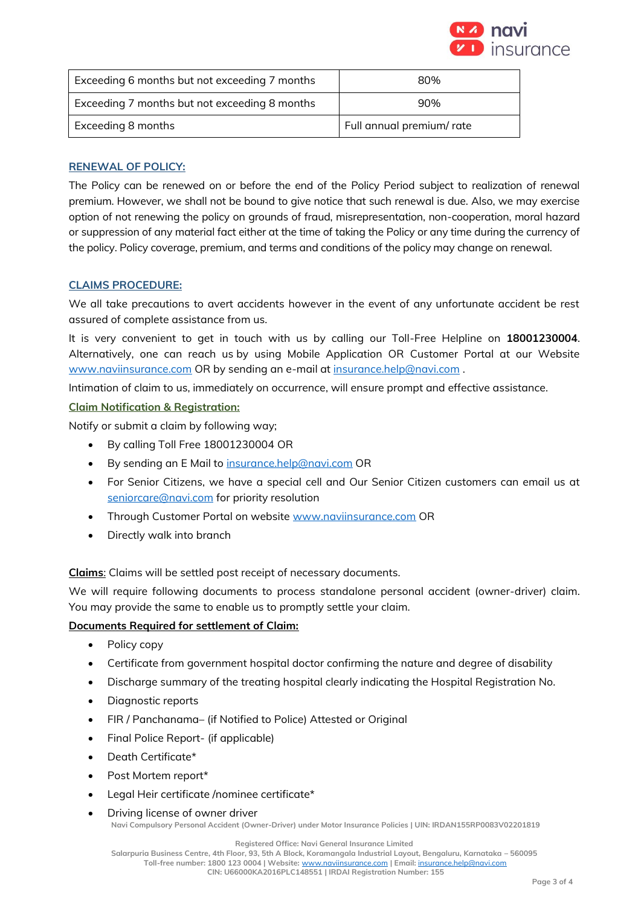| Exceeding 6 months but not exceeding 7 months | 80% |
|---|---|
| Exceeding 7 months but not exceeding 8 months | 90% |
| Exceeding 8 months | Full annual premium/ rate |

## RENEWAL OF POLICY:

The Policy can be renewed on or before the end of the Policy Period subject to realization of renewal premium. However, we shall not be bound to give notice that such renewal is due. Also, we may exercise option of not renewing the policy on grounds of fraud, misrepresentation, non-cooperation, moral hazard or suppression of any material fact either at the time of taking the Policy or any time during the currency of the policy. Policy coverage, premium, and terms and conditions of the policy may change on renewal.

## CLAIMS PROCEDURE:

We all take precautions to avert accidents however in the event of any unfortunate accident be rest assured of complete assistance from us.

It is very convenient to get in touch with us by calling our Toll-Free Helpline on **18001230004**. Alternatively, one can reach us by using Mobile Application OR Customer Portal at our Website www.naviinsurance.com OR by sending an e-mail at insurance.help@navi.com .

Intimation of claim to us, immediately on occurrence, will ensure prompt and effective assistance.

### Claim Notification & Registration:

Notify or submit a claim by following way;

- By calling Toll Free 18001230004 OR
- By sending an E Mail to insurance.help@navi.com OR
- For Senior Citizens, we have a special cell and Our Senior Citizen customers can email us at seniorcare@navi.com for priority resolution
- Through Customer Portal on website www.naviinsurance.com OR
- Directly walk into branch

**Claims**: Claims will be settled post receipt of necessary documents.

We will require following documents to process standalone personal accident (owner-driver) claim. You may provide the same to enable us to promptly settle your claim.

**Documents Required for settlement of Claim:**

- Policy copy
- Certificate from government hospital doctor confirming the nature and degree of disability
- Discharge summary of the treating hospital clearly indicating the Hospital Registration No.
- Diagnostic reports
- FIR / Panchanama– (if Notified to Police) Attested or Original
- Final Police Report- (if applicable)
- Death Certificate*
- Post Mortem report*
- Legal Heir certificate /nominee certificate*
- Driving license of owner driver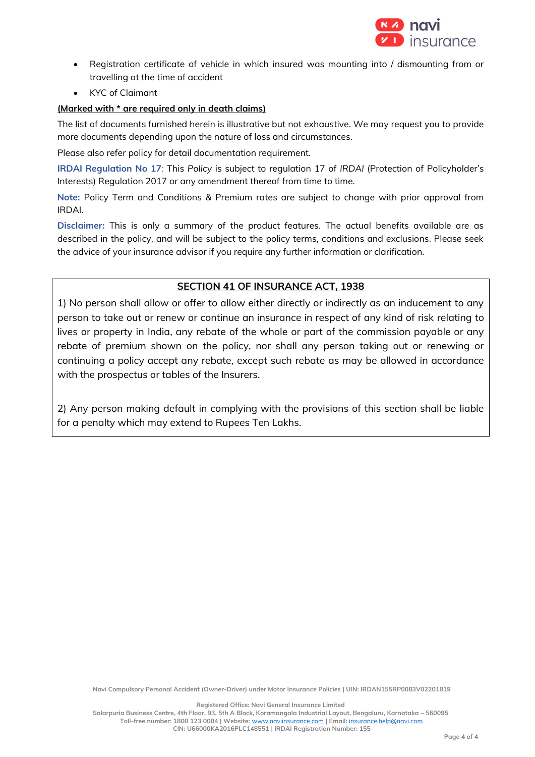- Registration certificate of vehicle in which insured was mounting into / dismounting from or travelling at the time of accident
- KYC of Claimant

**(Marked with * are required only in death claims)**

The list of documents furnished herein is illustrative but not exhaustive. We may request you to provide more documents depending upon the nature of loss and circumstances.

Please also refer policy for detail documentation requirement.

**IRDAI Regulation No 17**: This *Policy* is subject to regulation 17 of *IRDAI* (Protection of Policyholder's Interests) Regulation 2017 or any amendment thereof from time to time.

**Note:** Policy Term and Conditions & Premium rates are subject to change with prior approval from IRDAI.

**Disclaimer:** This is only a summary of the product features. The actual benefits available are as described in the policy, and will be subject to the policy terms, conditions and exclusions. Please seek the advice of your insurance advisor if you require any further information or clarification.

## SECTION 41 OF INSURANCE ACT, 1938

1) No person shall allow or offer to allow either directly or indirectly as an inducement to any person to take out or renew or continue an insurance in respect of any kind of risk relating to lives or property in India, any rebate of the whole or part of the commission payable or any rebate of premium shown on the policy, nor shall any person taking out or renewing or continuing a policy accept any rebate, except such rebate as may be allowed in accordance with the prospectus or tables of the Insurers.

2) Any person making default in complying with the provisions of this section shall be liable for a penalty which may extend to Rupees Ten Lakhs.